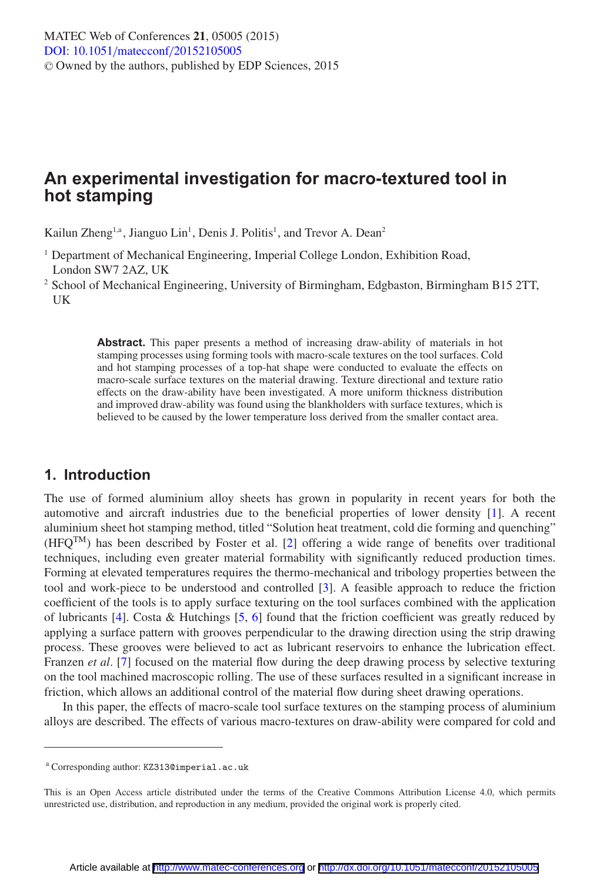# An experimental investigation for macro-textured tool in hot stamping

Kailun Zheng[1,a], Jianguo Lin[1], Denis J. Politis[1], and Trevor A. Dean[2]

[1] Department of Mechanical Engineering, Imperial College London, Exhibition Road, London SW7 2AZ, UK

[2] School of Mechanical Engineering, University of Birmingham, Edgbaston, Birmingham B15 2TT, UK

**Abstract.** This paper presents a method of increasing draw-ability of materials in hot stamping processes using forming tools with macro-scale textures on the tool surfaces. Cold and hot stamping processes of a top-hat shape were conducted to evaluate the effects on macro-scale surface textures on the material drawing. Texture directional and texture ratio effects on the draw-ability have been investigated. A more uniform thickness distribution and improved draw-ability was found using the blankholders with surface textures, which is believed to be caused by the lower temperature loss derived from the smaller contact area.

## 1. Introduction

The use of formed aluminium alloy sheets has grown in popularity in recent years for both the automotive and aircraft industries due to the beneficial properties of lower density [1]. A recent aluminium sheet hot stamping method, titled "Solution heat treatment, cold die forming and quenching" (HFQ™) has been described by Foster et al. [2] offering a wide range of benefits over traditional techniques, including even greater material formability with significantly reduced production times. Forming at elevated temperatures requires the thermo-mechanical and tribology properties between the tool and work-piece to be understood and controlled [3]. A feasible approach to reduce the friction coefficient of the tools is to apply surface texturing on the tool surfaces combined with the application of lubricants [4]. Costa & Hutchings [5, 6] found that the friction coefficient was greatly reduced by applying a surface pattern with grooves perpendicular to the drawing direction using the strip drawing process. These grooves were believed to act as lubricant reservoirs to enhance the lubrication effect. Franzen *et al*. [7] focused on the material flow during the deep drawing process by selective texturing on the tool machined macroscopic rolling. The use of these surfaces resulted in a significant increase in friction, which allows an additional control of the material flow during sheet drawing operations.

In this paper, the effects of macro-scale tool surface textures on the stamping process of aluminium alloys are described. The effects of various macro-textures on draw-ability were compared for cold and

[a] Corresponding author: KZ313@imperial.ac.uk

This is an Open Access article distributed under the terms of the Creative Commons Attribution License 4.0, which permits unrestricted use, distribution, and reproduction in any medium, provided the original work is properly cited.

Article available at http://www.matec-conferences.org or http://dx.doi.org/10.1051/matecconf/20152105005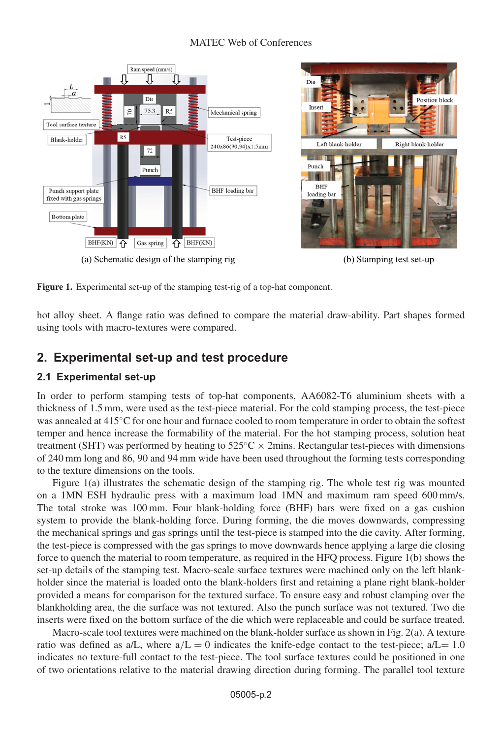(a) Schematic design of the stamping rig

(b) Stamping test set-up

**Figure 1.** Experimental set-up of the stamping test-rig of a top-hat component.

hot alloy sheet. A flange ratio was defined to compare the material draw-ability. Part shapes formed using tools with macro-textures were compared.

## 2. Experimental set-up and test procedure

### 2.1 Experimental set-up

In order to perform stamping tests of top-hat components, AA6082-T6 aluminium sheets with a thickness of 1.5 mm, were used as the test-piece material. For the cold stamping process, the test-piece was annealed at 415°C for one hour and furnace cooled to room temperature in order to obtain the softest temper and hence increase the formability of the material. For the hot stamping process, solution heat treatment (SHT) was performed by heating to 525°C × 2mins. Rectangular test-pieces with dimensions of 240 mm long and 86, 90 and 94 mm wide have been used throughout the forming tests corresponding to the texture dimensions on the tools.

Figure 1(a) illustrates the schematic design of the stamping rig. The whole test rig was mounted on a 1MN ESH hydraulic press with a maximum load 1MN and maximum ram speed 600 mm/s. The total stroke was 100 mm. Four blank-holding force (BHF) bars were fixed on a gas cushion system to provide the blank-holding force. During forming, the die moves downwards, compressing the mechanical springs and gas springs until the test-piece is stamped into the die cavity. After forming, the test-piece is compressed with the gas springs to move downwards hence applying a large die closing force to quench the material to room temperature, as required in the HFQ process. Figure 1(b) shows the set-up details of the stamping test. Macro-scale surface textures were machined only on the left blank-holder since the material is loaded onto the blank-holders first and retaining a plane right blank-holder provided a means for comparison for the textured surface. To ensure easy and robust clamping over the blankholding area, the die surface was not textured. Also the punch surface was not textured. Two die inserts were fixed on the bottom surface of the die which were replaceable and could be surface treated.

Macro-scale tool textures were machined on the blank-holder surface as shown in Fig. 2(a). A texture ratio was defined as a/L, where $a/L = 0$ indicates the knife-edge contact to the test-piece; $a/L = 1.0$ indicates no texture-full contact to the test-piece. The tool surface textures could be positioned in one of two orientations relative to the material drawing direction during forming. The parallel tool texture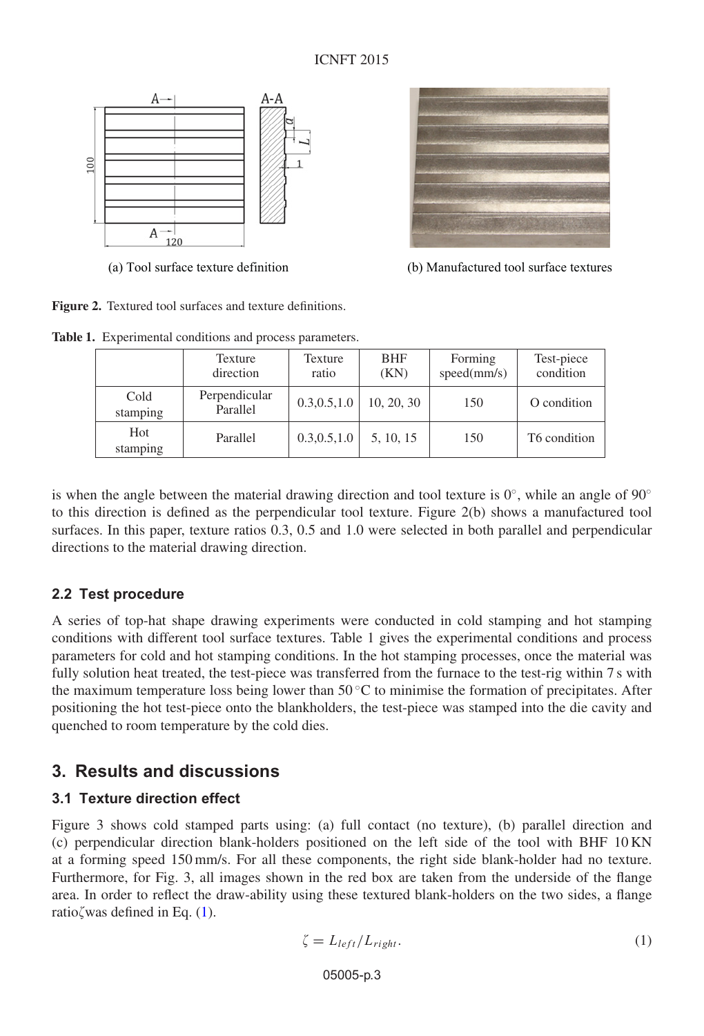(a) Tool surface texture definition

(b) Manufactured tool surface textures

**Figure 2.** Textured tool surfaces and texture definitions.

**Table 1.** Experimental conditions and process parameters.

| | Texture direction | Texture ratio | BHF (KN) | Forming speed(mm/s) | Test-piece condition |
|---|---|---|---|---|---|
| Cold stamping | Perpendicular Parallel | 0.3,0.5,1.0 | 10, 20, 30 | 150 | O condition |
| Hot stamping | Parallel | 0.3,0.5,1.0 | 5, 10, 15 | 150 | T6 condition |

is when the angle between the material drawing direction and tool texture is 0°, while an angle of 90° to this direction is defined as the perpendicular tool texture. Figure 2(b) shows a manufactured tool surfaces. In this paper, texture ratios 0.3, 0.5 and 1.0 were selected in both parallel and perpendicular directions to the material drawing direction.

### 2.2 Test procedure

A series of top-hat shape drawing experiments were conducted in cold stamping and hot stamping conditions with different tool surface textures. Table 1 gives the experimental conditions and process parameters for cold and hot stamping conditions. In the hot stamping processes, once the material was fully solution heat treated, the test-piece was transferred from the furnace to the test-rig within 7 s with the maximum temperature loss being lower than 50 °C to minimise the formation of precipitates. After positioning the hot test-piece onto the blankholders, the test-piece was stamped into the die cavity and quenched to room temperature by the cold dies.

## 3. Results and discussions

### 3.1 Texture direction effect

Figure 3 shows cold stamped parts using: (a) full contact (no texture), (b) parallel direction and (c) perpendicular direction blank-holders positioned on the left side of the tool with BHF 10 KN at a forming speed 150 mm/s. For all these components, the right side blank-holder had no texture. Furthermore, for Fig. 3, all images shown in the red box are taken from the underside of the flange area. In order to reflect the draw-ability using these textured blank-holders on the two sides, a flange ratio $\zeta$ was defined in Eq. (1).

$$\zeta = L_{left}/L_{right}. \tag{1}$$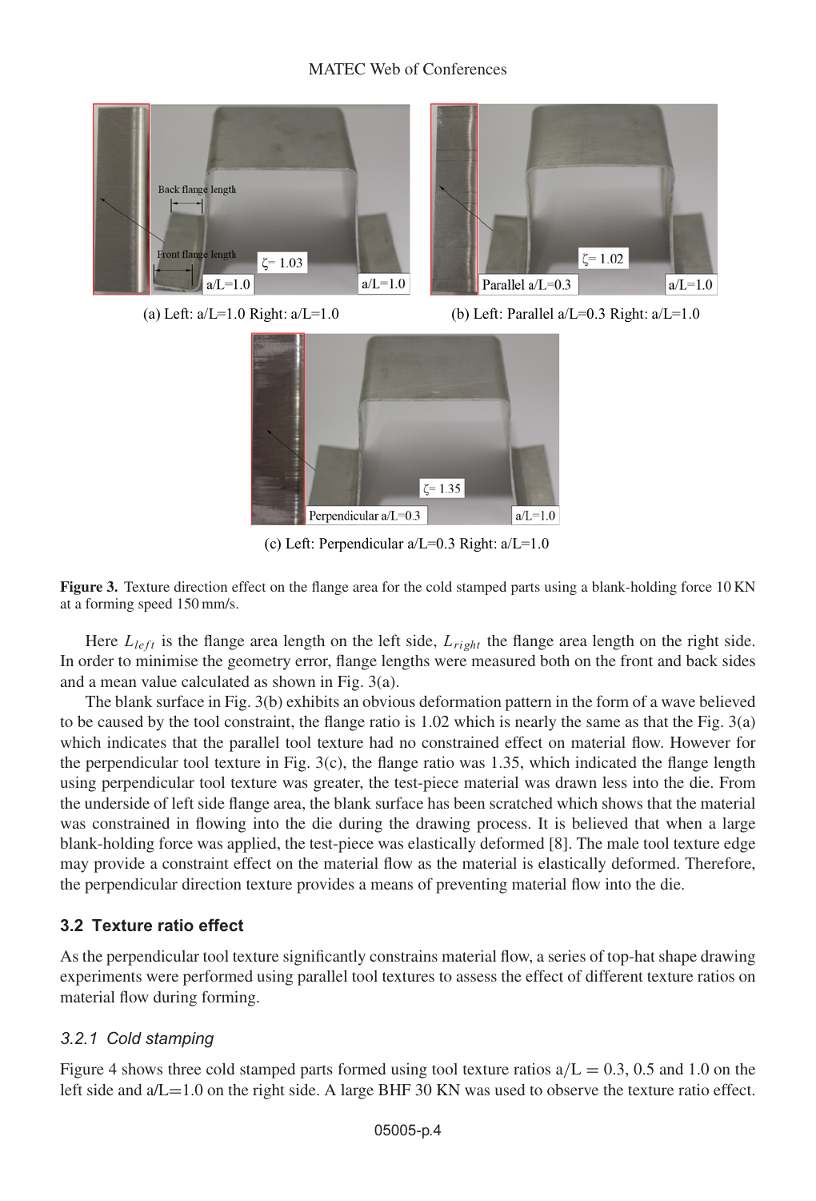(a) Left: a/L=1.0 Right: a/L=1.0

(b) Left: Parallel a/L=0.3 Right: a/L=1.0

(c) Left: Perpendicular a/L=0.3 Right: a/L=1.0

**Figure 3.** Texture direction effect on the flange area for the cold stamped parts using a blank-holding force 10 KN at a forming speed 150 mm/s.

Here $L_{left}$ is the flange area length on the left side, $L_{right}$ the flange area length on the right side. In order to minimise the geometry error, flange lengths were measured both on the front and back sides and a mean value calculated as shown in Fig. 3(a).

The blank surface in Fig. 3(b) exhibits an obvious deformation pattern in the form of a wave believed to be caused by the tool constraint, the flange ratio is 1.02 which is nearly the same as that the Fig. 3(a) which indicates that the parallel tool texture had no constrained effect on material flow. However for the perpendicular tool texture in Fig. 3(c), the flange ratio was 1.35, which indicated the flange length using perpendicular tool texture was greater, the test-piece material was drawn less into the die. From the underside of left side flange area, the blank surface has been scratched which shows that the material was constrained in flowing into the die during the drawing process. It is believed that when a large blank-holding force was applied, the test-piece was elastically deformed [8]. The male tool texture edge may provide a constraint effect on the material flow as the material is elastically deformed. Therefore, the perpendicular direction texture provides a means of preventing material flow into the die.

### 3.2 Texture ratio effect

As the perpendicular tool texture significantly constrains material flow, a series of top-hat shape drawing experiments were performed using parallel tool textures to assess the effect of different texture ratios on material flow during forming.

#### *3.2.1 Cold stamping*

Figure 4 shows three cold stamped parts formed using tool texture ratios a/L = 0.3, 0.5 and 1.0 on the left side and a/L=1.0 on the right side. A large BHF 30 KN was used to observe the texture ratio effect.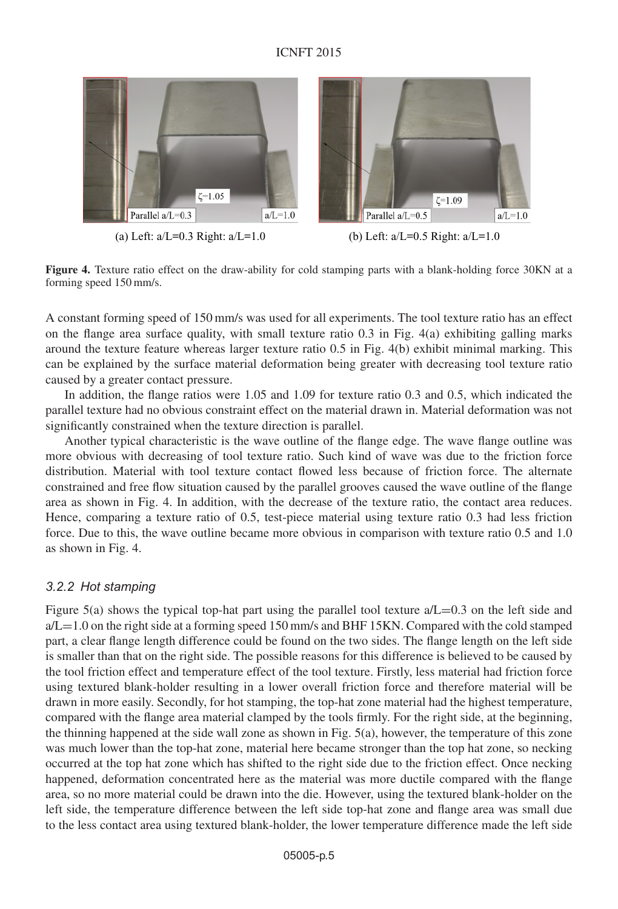(a) Left: a/L=0.3 Right: a/L=1.0

(b) Left: a/L=0.5 Right: a/L=1.0

**Figure 4.** Texture ratio effect on the draw-ability for cold stamping parts with a blank-holding force 30KN at a forming speed 150 mm/s.

A constant forming speed of 150 mm/s was used for all experiments. The tool texture ratio has an effect on the flange area surface quality, with small texture ratio 0.3 in Fig. 4(a) exhibiting galling marks around the texture feature whereas larger texture ratio 0.5 in Fig. 4(b) exhibit minimal marking. This can be explained by the surface material deformation being greater with decreasing tool texture ratio caused by a greater contact pressure.

In addition, the flange ratios were 1.05 and 1.09 for texture ratio 0.3 and 0.5, which indicated the parallel texture had no obvious constraint effect on the material drawn in. Material deformation was not significantly constrained when the texture direction is parallel.

Another typical characteristic is the wave outline of the flange edge. The wave flange outline was more obvious with decreasing of tool texture ratio. Such kind of wave was due to the friction force distribution. Material with tool texture contact flowed less because of friction force. The alternate constrained and free flow situation caused by the parallel grooves caused the wave outline of the flange area as shown in Fig. 4. In addition, with the decrease of the texture ratio, the contact area reduces. Hence, comparing a texture ratio of 0.5, test-piece material using texture ratio 0.3 had less friction force. Due to this, the wave outline became more obvious in comparison with texture ratio 0.5 and 1.0 as shown in Fig. 4.

### *3.2.2 Hot stamping*

Figure 5(a) shows the typical top-hat part using the parallel tool texture a/L=0.3 on the left side and a/L=1.0 on the right side at a forming speed 150 mm/s and BHF 15KN. Compared with the cold stamped part, a clear flange length difference could be found on the two sides. The flange length on the left side is smaller than that on the right side. The possible reasons for this difference is believed to be caused by the tool friction effect and temperature effect of the tool texture. Firstly, less material had friction force using textured blank-holder resulting in a lower overall friction force and therefore material will be drawn in more easily. Secondly, for hot stamping, the top-hat zone material had the highest temperature, compared with the flange area material clamped by the tools firmly. For the right side, at the beginning, the thinning happened at the side wall zone as shown in Fig. 5(a), however, the temperature of this zone was much lower than the top-hat zone, material here became stronger than the top hat zone, so necking occurred at the top hat zone which has shifted to the right side due to the friction effect. Once necking happened, deformation concentrated here as the material was more ductile compared with the flange area, so no more material could be drawn into the die. However, using the textured blank-holder on the left side, the temperature difference between the left side top-hat zone and flange area was small due to the less contact area using textured blank-holder, the lower temperature difference made the left side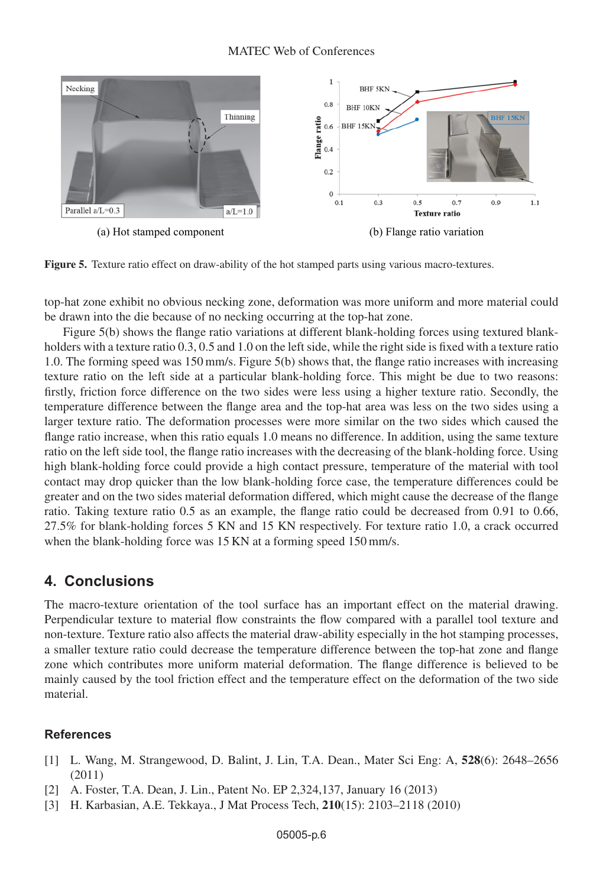(a) Hot stamped component

(b) Flange ratio variation

**Figure 5.** Texture ratio effect on draw-ability of the hot stamped parts using various macro-textures.

top-hat zone exhibit no obvious necking zone, deformation was more uniform and more material could be drawn into the die because of no necking occurring at the top-hat zone.

Figure 5(b) shows the flange ratio variations at different blank-holding forces using textured blank-holders with a texture ratio 0.3, 0.5 and 1.0 on the left side, while the right side is fixed with a texture ratio 1.0. The forming speed was 150 mm/s. Figure 5(b) shows that, the flange ratio increases with increasing texture ratio on the left side at a particular blank-holding force. This might be due to two reasons: firstly, friction force difference on the two sides were less using a higher texture ratio. Secondly, the temperature difference between the flange area and the top-hat area was less on the two sides using a larger texture ratio. The deformation processes were more similar on the two sides which caused the flange ratio increase, when this ratio equals 1.0 means no difference. In addition, using the same texture ratio on the left side tool, the flange ratio increases with the decreasing of the blank-holding force. Using high blank-holding force could provide a high contact pressure, temperature of the material with tool contact may drop quicker than the low blank-holding force case, the temperature differences could be greater and on the two sides material deformation differed, which might cause the decrease of the flange ratio. Taking texture ratio 0.5 as an example, the flange ratio could be decreased from 0.91 to 0.66, 27.5% for blank-holding forces 5 KN and 15 KN respectively. For texture ratio 1.0, a crack occurred when the blank-holding force was 15 KN at a forming speed 150 mm/s.

## 4. Conclusions

The macro-texture orientation of the tool surface has an important effect on the material drawing. Perpendicular texture to material flow constraints the flow compared with a parallel tool texture and non-texture. Texture ratio also affects the material draw-ability especially in the hot stamping processes, a smaller texture ratio could decrease the temperature difference between the top-hat zone and flange zone which contributes more uniform material deformation. The flange difference is believed to be mainly caused by the tool friction effect and the temperature effect on the deformation of the two side material.

## References

[1] L. Wang, M. Strangewood, D. Balint, J. Lin, T.A. Dean., Mater Sci Eng: A, **528**(6): 2648–2656 (2011)

[2] A. Foster, T.A. Dean, J. Lin., Patent No. EP 2,324,137, January 16 (2013)

[3] H. Karbasian, A.E. Tekkaya., J Mat Process Tech, **210**(15): 2103–2118 (2010)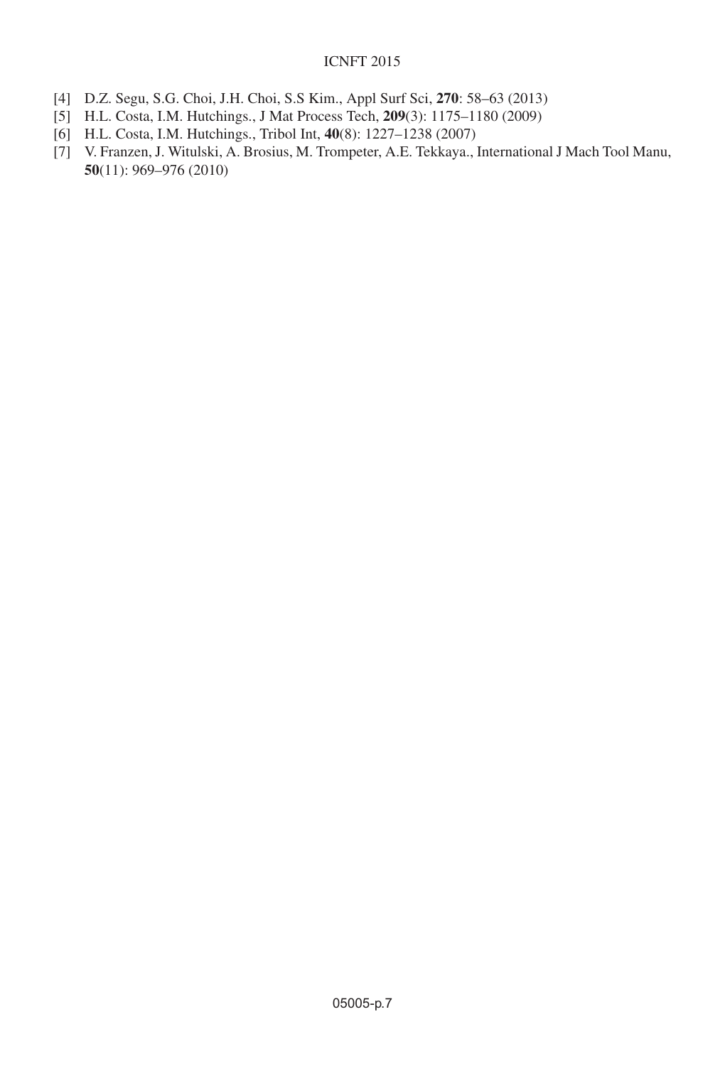[4] D.Z. Segu, S.G. Choi, J.H. Choi, S.S Kim., Appl Surf Sci, **270**: 58–63 (2013)
[5] H.L. Costa, I.M. Hutchings., J Mat Process Tech, **209**(3): 1175–1180 (2009)
[6] H.L. Costa, I.M. Hutchings., Tribol Int, **40**(8): 1227–1238 (2007)
[7] V. Franzen, J. Witulski, A. Brosius, M. Trompeter, A.E. Tekkaya., International J Mach Tool Manu, **50**(11): 969–976 (2010)